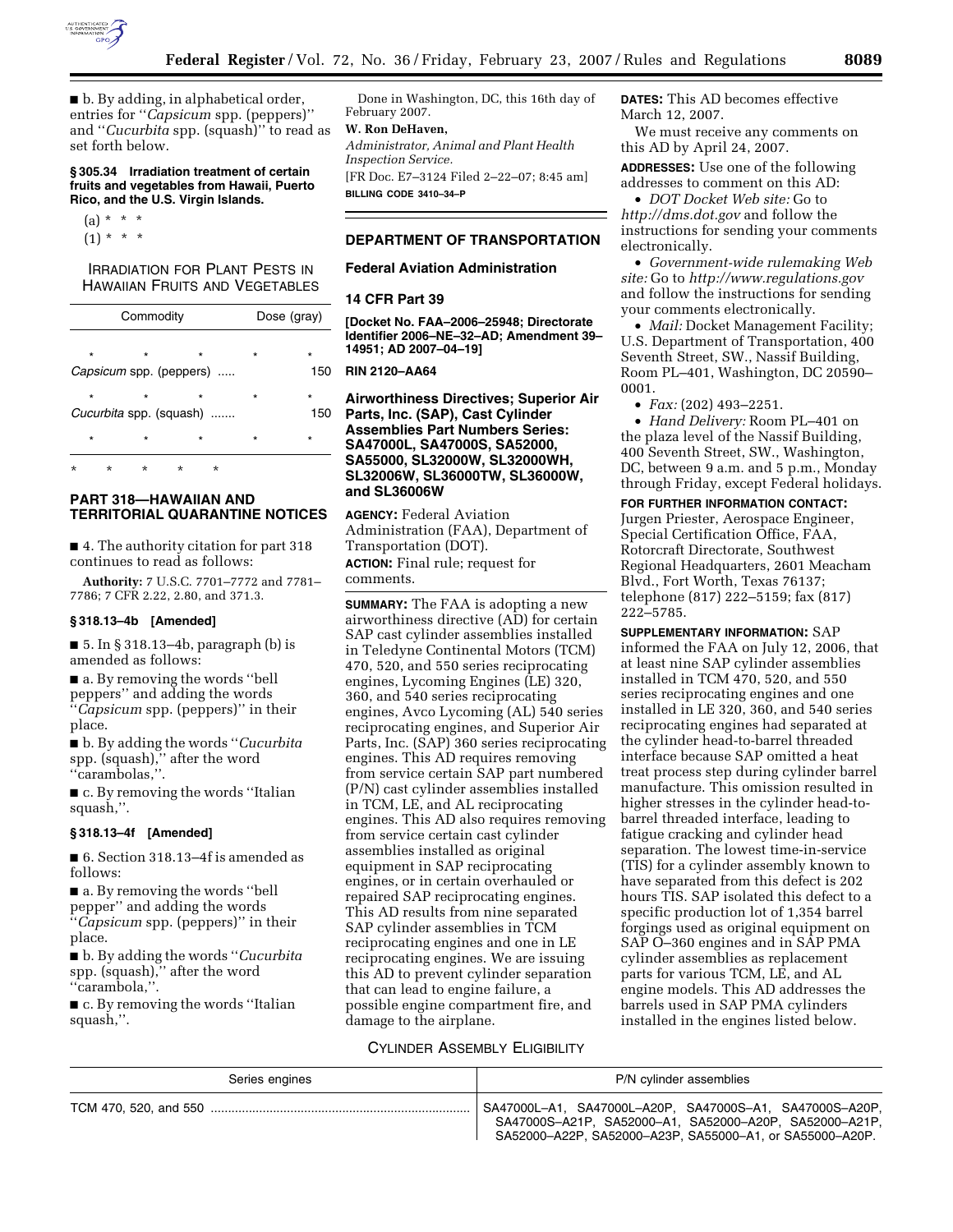■ b. By adding, in alphabetical order, entries for ''*Capsicum* spp. (peppers)'' and ''*Cucurbita* spp. (squash)'' to read as set forth below.

**§ 305.34 Irradiation treatment of certain fruits and vegetables from Hawaii, Puerto Rico, and the U.S. Virgin Islands.**

(a) * * *

(1) * * *

IRRADIATION FOR PLANT PESTS IN HAWAIIAN FRUITS AND VEGETABLES

| Commodity | Dose (gray) |
|---|---|
| * * * | * |
| *Capsicum* spp. (peppers) ..... | 150 |
| * * * | * |
| *Cucurbita* spp. (squash) ....... | 150 |
| * * * | * |

\* * * * *

## PART 318—HAWAIIAN AND TERRITORIAL QUARANTINE NOTICES

■ 4. The authority citation for part 318 continues to read as follows:

**Authority:** 7 U.S.C. 7701–7772 and 7781–7786; 7 CFR 2.22, 2.80, and 371.3.

**§ 318.13–4b [Amended]**

■ 5. In § 318.13–4b, paragraph (b) is amended as follows:

■ a. By removing the words ''bell peppers'' and adding the words ''*Capsicum* spp. (peppers)'' in their place.

■ b. By adding the words ''*Cucurbita* spp. (squash),'' after the word ''carambolas,''.

■ c. By removing the words ''Italian squash,''.

**§ 318.13–4f [Amended]**

■ 6. Section 318.13–4f is amended as follows:

■ a. By removing the words ''bell pepper'' and adding the words ''*Capsicum* spp. (peppers)'' in their place.

■ b. By adding the words ''*Cucurbita* spp. (squash),'' after the word ''carambola,''.

■ c. By removing the words ''Italian squash,''.

Done in Washington, DC, this 16th day of February 2007.

**W. Ron DeHaven,**

*Administrator, Animal and Plant Health Inspection Service.*

[FR Doc. E7–3124 Filed 2–22–07; 8:45 am]

**BILLING CODE 3410–34–P**

## DEPARTMENT OF TRANSPORTATION

### Federal Aviation Administration

### 14 CFR Part 39

**[Docket No. FAA–2006–25948; Directorate Identifier 2006–NE–32–AD; Amendment 39–14951; AD 2007–04–19]**

**RIN 2120–AA64**

### Airworthiness Directives; Superior Air Parts, Inc. (SAP), Cast Cylinder Assemblies Part Numbers Series: SA47000L, SA47000S, SA52000, SA55000, SL32000W, SL32000WH, SL32006W, SL36000TW, SL36000W, and SL36006W

**AGENCY:** Federal Aviation Administration (FAA), Department of Transportation (DOT).

**ACTION:** Final rule; request for comments.

**SUMMARY:** The FAA is adopting a new airworthiness directive (AD) for certain SAP cast cylinder assemblies installed in Teledyne Continental Motors (TCM) 470, 520, and 550 series reciprocating engines, Lycoming Engines (LE) 320, 360, and 540 series reciprocating engines, Avco Lycoming (AL) 540 series reciprocating engines, and Superior Air Parts, Inc. (SAP) 360 series reciprocating engines. This AD requires removing from service certain SAP part numbered (P/N) cast cylinder assemblies installed in TCM, LE, and AL reciprocating engines. This AD also requires removing from service certain cast cylinder assemblies installed as original equipment in SAP reciprocating engines, or in certain overhauled or repaired SAP reciprocating engines. This AD results from nine separated SAP cylinder assemblies in TCM reciprocating engines and one in LE reciprocating engines. We are issuing this AD to prevent cylinder separation that can lead to engine failure, a possible engine compartment fire, and damage to the airplane.

**DATES:** This AD becomes effective March 12, 2007.

We must receive any comments on this AD by April 24, 2007.

**ADDRESSES:** Use one of the following addresses to comment on this AD:

- *DOT Docket Web site:* Go to *http://dms.dot.gov* and follow the instructions for sending your comments electronically.
- *Government-wide rulemaking Web site:* Go to *http://www.regulations.gov* and follow the instructions for sending your comments electronically.
- *Mail:* Docket Management Facility; U.S. Department of Transportation, 400 Seventh Street, SW., Nassif Building, Room PL–401, Washington, DC 20590–0001.
- *Fax:* (202) 493–2251.
- *Hand Delivery:* Room PL–401 on the plaza level of the Nassif Building, 400 Seventh Street, SW., Washington, DC, between 9 a.m. and 5 p.m., Monday through Friday, except Federal holidays.

**FOR FURTHER INFORMATION CONTACT:** Jurgen Priester, Aerospace Engineer, Special Certification Office, FAA, Rotorcraft Directorate, Southwest Regional Headquarters, 2601 Meacham Blvd., Fort Worth, Texas 76137; telephone (817) 222–5159; fax (817) 222–5785.

**SUPPLEMENTARY INFORMATION:** SAP informed the FAA on July 12, 2006, that at least nine SAP cylinder assemblies installed in TCM 470, 520, and 550 series reciprocating engines and one installed in LE 320, 360, and 540 series reciprocating engines had separated at the cylinder head-to-barrel threaded interface because SAP omitted a heat treat process step during cylinder barrel manufacture. This omission resulted in higher stresses in the cylinder head-to-barrel threaded interface, leading to fatigue cracking and cylinder head separation. The lowest time-in-service (TIS) for a cylinder assembly known to have separated from this defect is 202 hours TIS. SAP isolated this defect to a specific production lot of 1,354 barrel forgings used as original equipment on SAP O–360 engines and in SAP PMA cylinder assemblies as replacement parts for various TCM, LE, and AL engine models. This AD addresses the barrels used in SAP PMA cylinders installed in the engines listed below.

CYLINDER ASSEMBLY ELIGIBILITY

| Series engines | P/N cylinder assemblies |
|---|---|
| TCM 470, 520, and 550 .......................................................................... | SA47000L–A1, SA47000L–A20P, SA47000S–A1, SA47000S–A20P, SA47000S–A21P, SA52000–A1, SA52000–A20P, SA52000–A21P, SA52000–A22P, SA52000–A23P, SA55000–A1, or SA55000–A20P. |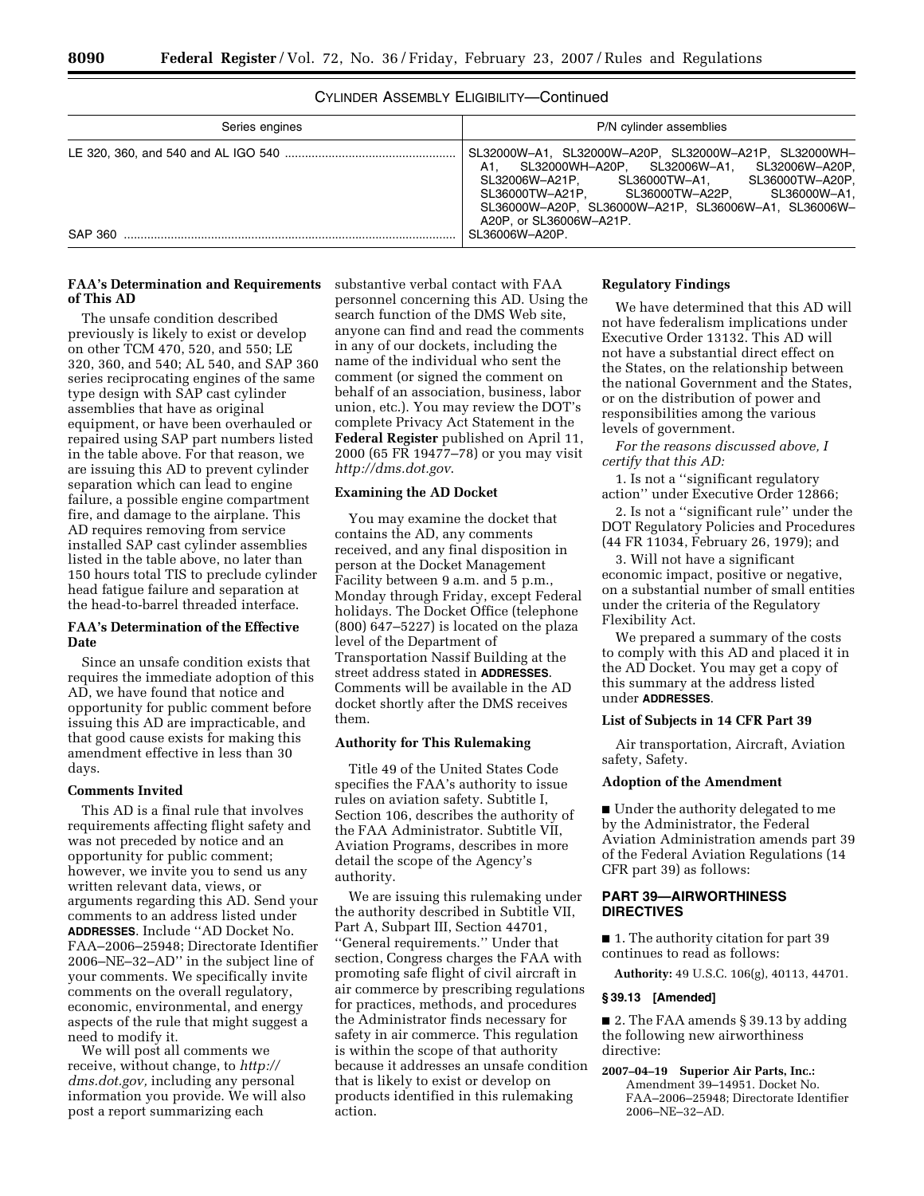CYLINDER ASSEMBLY ELIGIBILITY—Continued

| Series engines | P/N cylinder assemblies |
| --- | --- |
| LE 320, 360, and 540 and AL IGO 540 | SL32000W–A1, SL32000W–A20P, SL32000W–A21P, SL32000WH–A1, SL32000WH–A20P, SL32006W–A1, SL32006W–A20P, SL32006W–A21P, SL36000TW–A1, SL36000TW–A20P, SL36000TW–A21P, SL36000TW–A22P, SL36000W–A1, SL36000W–A20P, SL36000W–A21P, SL36006W–A1, SL36006W–A20P, or SL36006W–A21P. |
| SAP 360 | SL36006W–A20P. |

**FAA's Determination and Requirements of This AD**

The unsafe condition described previously is likely to exist or develop on other TCM 470, 520, and 550; LE 320, 360, and 540; AL 540, and SAP 360 series reciprocating engines of the same type design with SAP cast cylinder assemblies that have as original equipment, or have been overhauled or repaired using SAP part numbers listed in the table above. For that reason, we are issuing this AD to prevent cylinder separation which can lead to engine failure, a possible engine compartment fire, and damage to the airplane. This AD requires removing from service installed SAP cast cylinder assemblies listed in the table above, no later than 150 hours total TIS to preclude cylinder head fatigue failure and separation at the head-to-barrel threaded interface.

**FAA's Determination of the Effective Date**

Since an unsafe condition exists that requires the immediate adoption of this AD, we have found that notice and opportunity for public comment before issuing this AD are impracticable, and that good cause exists for making this amendment effective in less than 30 days.

**Comments Invited**

This AD is a final rule that involves requirements affecting flight safety and was not preceded by notice and an opportunity for public comment; however, we invite you to send us any written relevant data, views, or arguments regarding this AD. Send your comments to an address listed under **ADDRESSES**. Include ''AD Docket No. FAA–2006–25948; Directorate Identifier 2006–NE–32–AD'' in the subject line of your comments. We specifically invite comments on the overall regulatory, economic, environmental, and energy aspects of the rule that might suggest a need to modify it.

We will post all comments we receive, without change, to *http://dms.dot.gov,* including any personal information you provide. We will also post a report summarizing each substantive verbal contact with FAA personnel concerning this AD. Using the search function of the DMS Web site, anyone can find and read the comments in any of our dockets, including the name of the individual who sent the comment (or signed the comment on behalf of an association, business, labor union, etc.). You may review the DOT's complete Privacy Act Statement in the **Federal Register** published on April 11, 2000 (65 FR 19477–78) or you may visit *http://dms.dot.gov*.

**Examining the AD Docket**

You may examine the docket that contains the AD, any comments received, and any final disposition in person at the Docket Management Facility between 9 a.m. and 5 p.m., Monday through Friday, except Federal holidays. The Docket Office (telephone (800) 647–5227) is located on the plaza level of the Department of Transportation Nassif Building at the street address stated in **ADDRESSES**. Comments will be available in the AD docket shortly after the DMS receives them.

**Authority for This Rulemaking**

Title 49 of the United States Code specifies the FAA's authority to issue rules on aviation safety. Subtitle I, Section 106, describes the authority of the FAA Administrator. Subtitle VII, Aviation Programs, describes in more detail the scope of the Agency's authority.

We are issuing this rulemaking under the authority described in Subtitle VII, Part A, Subpart III, Section 44701, ''General requirements.'' Under that section, Congress charges the FAA with promoting safe flight of civil aircraft in air commerce by prescribing regulations for practices, methods, and procedures the Administrator finds necessary for safety in air commerce. This regulation is within the scope of that authority because it addresses an unsafe condition that is likely to exist or develop on products identified in this rulemaking action.

**Regulatory Findings**

We have determined that this AD will not have federalism implications under Executive Order 13132. This AD will not have a substantial direct effect on the States, on the relationship between the national Government and the States, or on the distribution of power and responsibilities among the various levels of government.

*For the reasons discussed above, I certify that this AD:*

1. Is not a ''significant regulatory action'' under Executive Order 12866;

2. Is not a ''significant rule'' under the DOT Regulatory Policies and Procedures (44 FR 11034, February 26, 1979); and

3. Will not have a significant economic impact, positive or negative, on a substantial number of small entities under the criteria of the Regulatory Flexibility Act.

We prepared a summary of the costs to comply with this AD and placed it in the AD Docket. You may get a copy of this summary at the address listed under **ADDRESSES**.

**List of Subjects in 14 CFR Part 39**

Air transportation, Aircraft, Aviation safety, Safety.

**Adoption of the Amendment**

■ Under the authority delegated to me by the Administrator, the Federal Aviation Administration amends part 39 of the Federal Aviation Regulations (14 CFR part 39) as follows:

## PART 39—AIRWORTHINESS DIRECTIVES

■ 1. The authority citation for part 39 continues to read as follows:

**Authority:** 49 U.S.C. 106(g), 40113, 44701.

**§ 39.13 [Amended]**

■ 2. The FAA amends § 39.13 by adding the following new airworthiness directive:

**2007–04–19 Superior Air Parts, Inc.:** Amendment 39–14951. Docket No. FAA–2006–25948; Directorate Identifier 2006–NE–32–AD.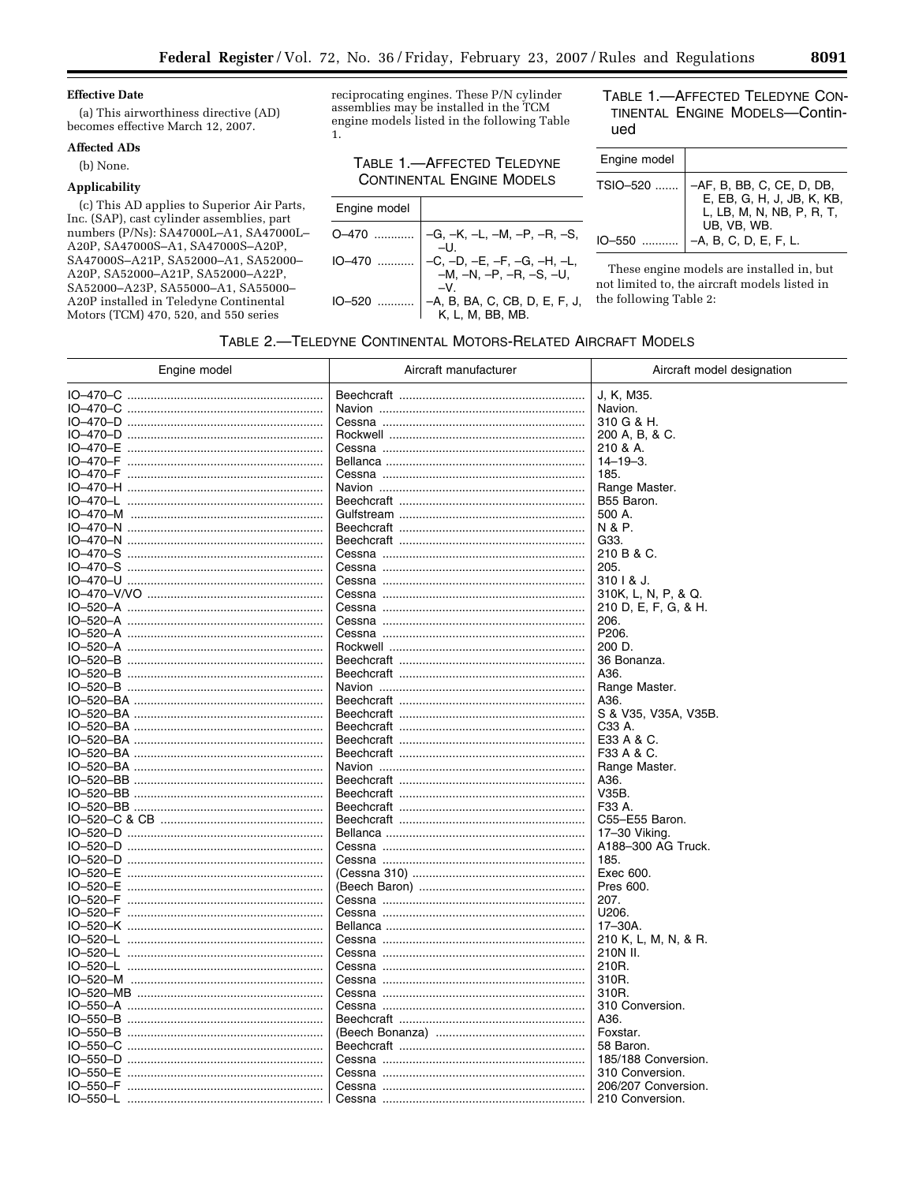**Effective Date**

(a) This airworthiness directive (AD) becomes effective March 12, 2007.

**Affected ADs**

(b) None.

**Applicability**

(c) This AD applies to Superior Air Parts, Inc. (SAP), cast cylinder assemblies, part numbers (P/Ns): SA47000L–A1, SA47000L–A20P, SA47000S–A1, SA47000S–A20P, SA47000S–A21P, SA52000–A1, SA52000–A20P, SA52000–A21P, SA52000–A22P, SA52000–A23P, SA55000–A1, SA55000–A20P installed in Teledyne Continental Motors (TCM) 470, 520, and 550 series reciprocating engines. These P/N cylinder assemblies may be installed in the TCM engine models listed in the following Table 1.

TABLE 1.—AFFECTED TELEDYNE CONTINENTAL ENGINE MODELS

| Engine model | |
|---|---|
| O–470 | –G, –K, –L, –M, –P, –R, –S, –U. |
| IO–470 | –C, –D, –E, –F, –G, –H, –L, –M, –N, –P, –R, –S, –U, –V. |
| IO–520 | –A, B, BA, C, CB, D, E, F, J, K, L, M, BB, MB. |
| TSIO–520 | –AF, B, BB, C, CE, D, DB, E, EB, G, H, J, JB, K, KB, L, LB, M, N, NB, P, R, T, UB, VB, WB. |
| IO–550 | –A, B, C, D, E, F, L. |

These engine models are installed in, but not limited to, the aircraft models listed in the following Table 2:

TABLE 2.—TELEDYNE CONTINENTAL MOTORS-RELATED AIRCRAFT MODELS

| Engine model | Aircraft manufacturer | Aircraft model designation |
|---|---|---|
| IO–470–C | Beechcraft | J, K, M35. |
| IO–470–C | Navion | Navion. |
| IO–470–D | Cessna | 310 G & H. |
| IO–470–D | Rockwell | 200 A, B, & C. |
| IO–470–E | Cessna | 210 & A. |
| IO–470–F | Bellanca | 14–19–3. |
| IO–470–F | Cessna | 185. |
| IO–470–H | Navion | Range Master. |
| IO–470–L | Beechcraft | B55 Baron. |
| IO–470–M | Gulfstream | 500 A. |
| IO–470–N | Beechcraft | N & P. |
| IO–470–N | Beechcraft | G33. |
| IO–470–S | Cessna | 210 B & C. |
| IO–470–S | Cessna | 205. |
| IO–470–U | Cessna | 310 I & J. |
| IO–470–V/VO | Cessna | 310K, L, N, P, & Q. |
| IO–520–A | Cessna | 210 D, E, F, G, & H. |
| IO–520–A | Cessna | 206. |
| IO–520–A | Cessna | P206. |
| IO–520–A | Rockwell | 200 D. |
| IO–520–B | Beechcraft | 36 Bonanza. |
| IO–520–B | Beechcraft | A36. |
| IO–520–B | Navion | Range Master. |
| IO–520–BA | Beechcraft | A36. |
| IO–520–BA | Beechcraft | S & V35, V35A, V35B. |
| IO–520–BA | Beechcraft | C33 A. |
| IO–520–BA | Beechcraft | E33 A & C. |
| IO–520–BA | Beechcraft | F33 A & C. |
| IO–520–BA | Navion | Range Master. |
| IO–520–BB | Beechcraft | A36. |
| IO–520–BB | Beechcraft | V35B. |
| IO–520–BB | Beechcraft | F33 A. |
| IO–520–C & CB | Beechcraft | C55–E55 Baron. |
| IO–520–D | Bellanca | 17–30 Viking. |
| IO–520–D | Cessna | A188–300 AG Truck. |
| IO–520–D | Cessna | 185. |
| IO–520–E | (Cessna 310) | Exec 600. |
| IO–520–E | (Beech Baron) | Pres 600. |
| IO–520–F | Cessna | 207. |
| IO–520–F | Cessna | U206. |
| IO–520–K | Bellanca | 17–30A. |
| IO–520–L | Cessna | 210 K, L, M, N, & R. |
| IO–520–L | Cessna | 210N II. |
| IO–520–L | Cessna | 210R. |
| IO–520–M | Cessna | 310R. |
| IO–520–MB | Cessna | 310R. |
| IO–550–A | Cessna | 310 Conversion. |
| IO–550–B | Beechcraft | A36. |
| IO–550–B | (Beech Bonanza) | Foxstar. |
| IO–550–C | Beechcraft | 58 Baron. |
| IO–550–D | Cessna | 185/188 Conversion. |
| IO–550–E | Cessna | 310 Conversion. |
| IO–550–F | Cessna | 206/207 Conversion. |
| IO–550–L | Cessna | 210 Conversion. |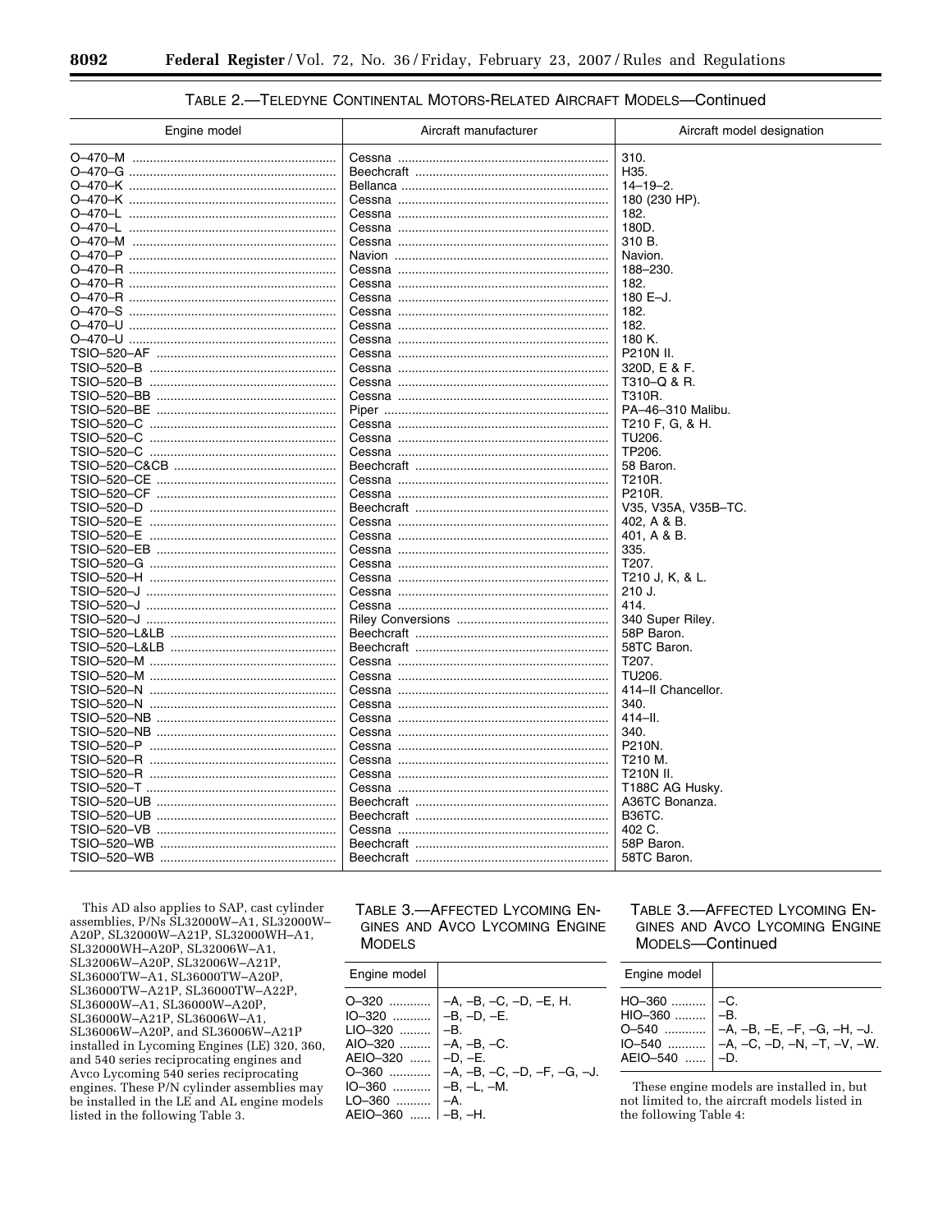TABLE 2.—TELEDYNE CONTINENTAL MOTORS-RELATED AIRCRAFT MODELS—Continued

| Engine model | Aircraft manufacturer | Aircraft model designation |
| --- | --- | --- |
| O–470–M | Cessna | 310. |
| O–470–G | Beechcraft | H35. |
| O–470–K | Bellanca | 14–19–2. |
| O–470–K | Cessna | 180 (230 HP). |
| O–470–L | Cessna | 182. |
| O–470–L | Cessna | 180D. |
| O–470–M | Cessna | 310 B. |
| O–470–P | Navion | Navion. |
| O–470–R | Cessna | 188–230. |
| O–470–R | Cessna | 182. |
| O–470–R | Cessna | 180 E–J. |
| O–470–S | Cessna | 182. |
| O–470–U | Cessna | 182. |
| O–470–U | Cessna | 180 K. |
| TSIO–520–AF | Cessna | P210N II. |
| TSIO–520–B | Cessna | 320D, E & F. |
| TSIO–520–B | Cessna | T310–Q & R. |
| TSIO–520–BB | Cessna | T310R. |
| TSIO–520–BE | Piper | PA–46–310 Malibu. |
| TSIO–520–C | Cessna | T210 F, G, & H. |
| TSIO–520–C | Cessna | TU206. |
| TSIO–520–C | Cessna | TP206. |
| TSIO–520–C&CB | Beechcraft | 58 Baron. |
| TSIO–520–CE | Cessna | T210R. |
| TSIO–520–CF | Cessna | P210R. |
| TSIO–520–D | Beechcraft | V35, V35A, V35B–TC. |
| TSIO–520–E | Cessna | 402, A & B. |
| TSIO–520–E | Cessna | 401, A & B. |
| TSIO–520–EB | Cessna | 335. |
| TSIO–520–G | Cessna | T207. |
| TSIO–520–H | Cessna | T210 J, K, & L. |
| TSIO–520–J | Cessna | 210 J. |
| TSIO–520–J | Cessna | 414. |
| TSIO–520–J | Riley Conversions | 340 Super Riley. |
| TSIO–520–L&LB | Beechcraft | 58P Baron. |
| TSIO–520–L&LB | Beechcraft | 58TC Baron. |
| TSIO–520–M | Cessna | T207. |
| TSIO–520–M | Cessna | TU206. |
| TSIO–520–N | Cessna | 414–II Chancellor. |
| TSIO–520–N | Cessna | 340. |
| TSIO–520–NB | Cessna | 414–II. |
| TSIO–520–NB | Cessna | 340. |
| TSIO–520–P | Cessna | P210N. |
| TSIO–520–R | Cessna | T210 M. |
| TSIO–520–R | Cessna | T210N II. |
| TSIO–520–T | Cessna | T188C AG Husky. |
| TSIO–520–UB | Beechcraft | A36TC Bonanza. |
| TSIO–520–UB | Beechcraft | B36TC. |
| TSIO–520–VB | Cessna | 402 C. |
| TSIO–520–WB | Beechcraft | 58P Baron. |
| TSIO–520–WB | Beechcraft | 58TC Baron. |

This AD also applies to SAP, cast cylinder assemblies, P/Ns SL32000W–A1, SL32000W–A20P, SL32000W–A21P, SL32000WH–A1, SL32000WH–A20P, SL32006W–A1, SL32006W–A20P, SL32006W–A21P, SL36000TW–A1, SL36000TW–A20P, SL36000TW–A21P, SL36000TW–A22P, SL36000W–A1, SL36000W–A20P, SL36000W–A21P, SL36006W–A1, SL36006W–A20P, and SL36006W–A21P installed in Lycoming Engines (LE) 320, 360, and 540 series reciprocating engines and Avco Lycoming 540 series reciprocating engines. These P/N cylinder assemblies may be installed in the LE and AL engine models listed in the following Table 3.

TABLE 3.—AFFECTED LYCOMING ENGINES AND AVCO LYCOMING ENGINE MODELS

| Engine model | |
| --- | --- |
| O–320 | –A, –B, –C, –D, –E, H. |
| IO–320 | –B, –D, –E. |
| LIO–320 | –B. |
| AIO–320 | –A, –B, –C. |
| AEIO–320 | –D, –E. |
| O–360 | –A, –B, –C, –D, –F, –G, –J. |
| IO–360 | –B, –L, –M. |
| LO–360 | –A. |
| AEIO–360 | –B, –H. |
| HO–360 | –C. |
| HIO–360 | –B. |
| O–540 | –A, –B, –E, –F, –G, –H, –J. |
| IO–540 | –A, –C, –D, –N, –T, –V, –W. |
| AEIO–540 | –D. |

These engine models are installed in, but not limited to, the aircraft models listed in the following Table 4: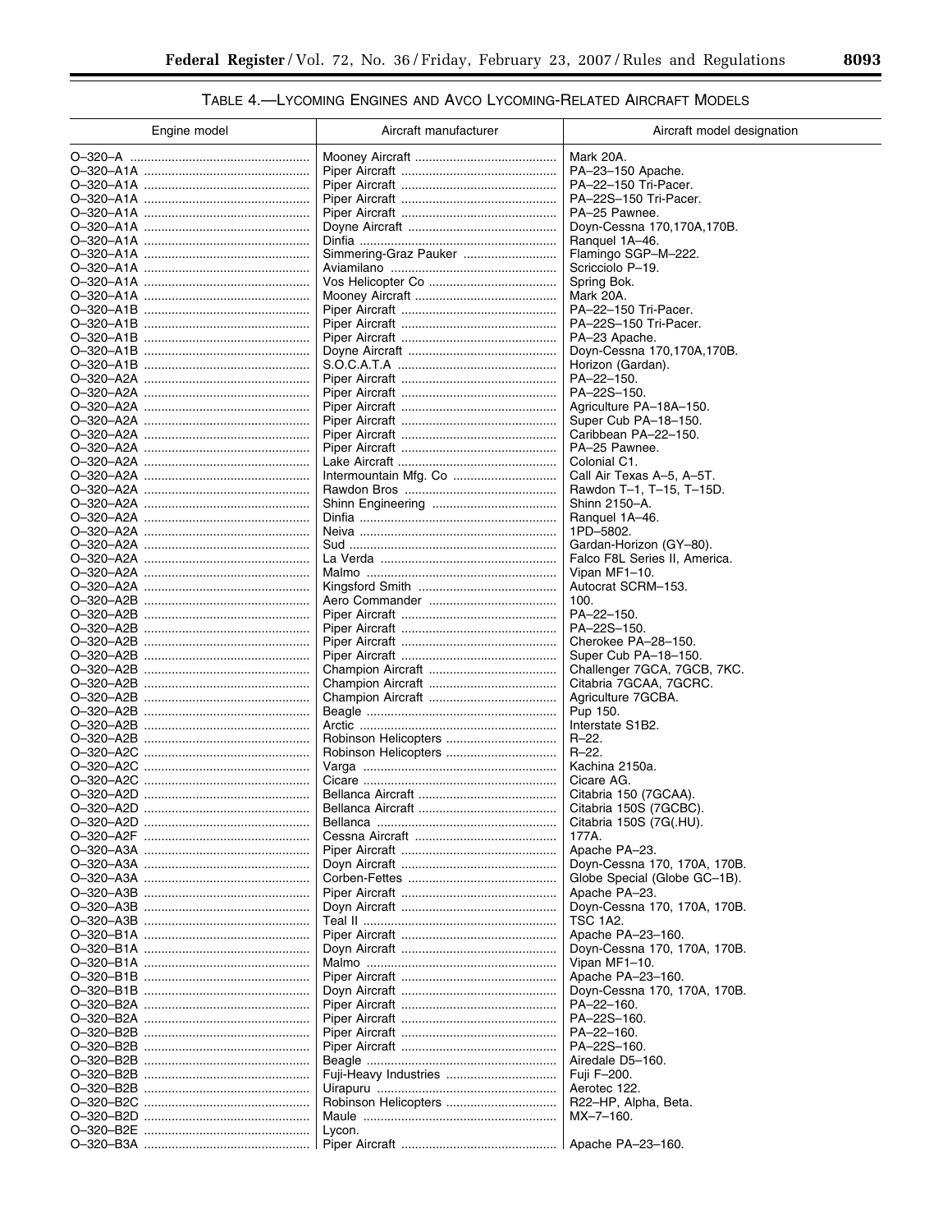### TABLE 4.—LYCOMING ENGINES AND AVCO LYCOMING-RELATED AIRCRAFT MODELS

| Engine model | Aircraft manufacturer | Aircraft model designation |
|---|---|---|
| O–320–A | Mooney Aircraft | Mark 20A. |
| O–320–A1A | Piper Aircraft | PA–23–150 Apache. |
| O–320–A1A | Piper Aircraft | PA–22–150 Tri-Pacer. |
| O–320–A1A | Piper Aircraft | PA–22S–150 Tri-Pacer. |
| O–320–A1A | Piper Aircraft | PA–25 Pawnee. |
| O–320–A1A | Doyne Aircraft | Doyn-Cessna 170,170A,170B. |
| O–320–A1A | Dinfia | Ranquel 1A–46. |
| O–320–A1A | Simmering-Graz Pauker | Flamingo SGP–M–222. |
| O–320–A1A | Aviamilano | Scricciolo P–19. |
| O–320–A1A | Vos Helicopter Co | Spring Bok. |
| O–320–A1A | Mooney Aircraft | Mark 20A. |
| O–320–A1B | Piper Aircraft | PA–22–150 Tri-Pacer. |
| O–320–A1B | Piper Aircraft | PA–22S–150 Tri-Pacer. |
| O–320–A1B | Piper Aircraft | PA–23 Apache. |
| O–320–A1B | Doyne Aircraft | Doyn-Cessna 170,170A,170B. |
| O–320–A1B | S.O.C.A.T.A | Horizon (Gardan). |
| O–320–A2A | Piper Aircraft | PA–22–150. |
| O–320–A2A | Piper Aircraft | PA–22S–150. |
| O–320–A2A | Piper Aircraft | Agriculture PA–18A–150. |
| O–320–A2A | Piper Aircraft | Super Cub PA–18–150. |
| O–320–A2A | Piper Aircraft | Caribbean PA–22–150. |
| O–320–A2A | Piper Aircraft | PA–25 Pawnee. |
| O–320–A2A | Lake Aircraft | Colonial C1. |
| O–320–A2A | Intermountain Mfg. Co | Call Air Texas A–5, A–5T. |
| O–320–A2A | Rawdon Bros | Rawdon T–1, T–15, T–15D. |
| O–320–A2A | Shinn Engineering | Shinn 2150–A. |
| O–320–A2A | Dinfia | Ranquel 1A–46. |
| O–320–A2A | Neiva | 1PD–5802. |
| O–320–A2A | Sud | Gardan-Horizon (GY–80). |
| O–320–A2A | La Verda | Falco F8L Series II, America. |
| O–320–A2A | Malmo | Vipan MF1–10. |
| O–320–A2A | Kingsford Smith | Autocrat SCRM–153. |
| O–320–A2B | Aero Commander | 100. |
| O–320–A2B | Piper Aircraft | PA–22–150. |
| O–320–A2B | Piper Aircraft | PA–22S–150. |
| O–320–A2B | Piper Aircraft | Cherokee PA–28–150. |
| O–320–A2B | Piper Aircraft | Super Cub PA–18–150. |
| O–320–A2B | Champion Aircraft | Challenger 7GCA, 7GCB, 7KC. |
| O–320–A2B | Champion Aircraft | Citabria 7GCAA, 7GCRC. |
| O–320–A2B | Champion Aircraft | Agriculture 7GCBA. |
| O–320–A2B | Beagle | Pup 150. |
| O–320–A2B | Arctic | Interstate S1B2. |
| O–320–A2B | Robinson Helicopters | R–22. |
| O–320–A2C | Robinson Helicopters | R–22. |
| O–320–A2C | Varga | Kachina 2150a. |
| O–320–A2C | Cicare | Cicare AG. |
| O–320–A2D | Bellanca Aircraft | Citabria 150 (7GCAA). |
| O–320–A2D | Bellanca Aircraft | Citabria 150S (7GCBC). |
| O–320–A2D | Bellanca | Citabria 150S (7G(.HU). |
| O–320–A2F | Cessna Aircraft | 177A. |
| O–320–A3A | Piper Aircraft | Apache PA–23. |
| O–320–A3A | Doyn Aircraft | Doyn-Cessna 170, 170A, 170B. |
| O–320–A3A | Corben-Fettes | Globe Special (Globe GC–1B). |
| O–320–A3B | Piper Aircraft | Apache PA–23. |
| O–320–A3B | Doyn Aircraft | Doyn-Cessna 170, 170A, 170B. |
| O–320–A3B | Teal II | TSC 1A2. |
| O–320–B1A | Piper Aircraft | Apache PA–23–160. |
| O–320–B1A | Doyn Aircraft | Doyn-Cessna 170, 170A, 170B. |
| O–320–B1A | Malmo | Vipan MF1–10. |
| O–320–B1B | Piper Aircraft | Apache PA–23–160. |
| O–320–B1B | Doyn Aircraft | Doyn-Cessna 170, 170A, 170B. |
| O–320–B2A | Piper Aircraft | PA–22–160. |
| O–320–B2A | Piper Aircraft | PA–22S–160. |
| O–320–B2B | Piper Aircraft | PA–22–160. |
| O–320–B2B | Piper Aircraft | PA–22S–160. |
| O–320–B2B | Beagle | Airedale D5–160. |
| O–320–B2B | Fuji-Heavy Industries | Fuji F–200. |
| O–320–B2B | Uirapuru | Aerotec 122. |
| O–320–B2C | Robinson Helicopters | R22–HP, Alpha, Beta. |
| O–320–B2D | Maule | MX–7–160. |
| O–320–B2E | Lycon. | |
| O–320–B3A | Piper Aircraft | Apache PA–23–160. |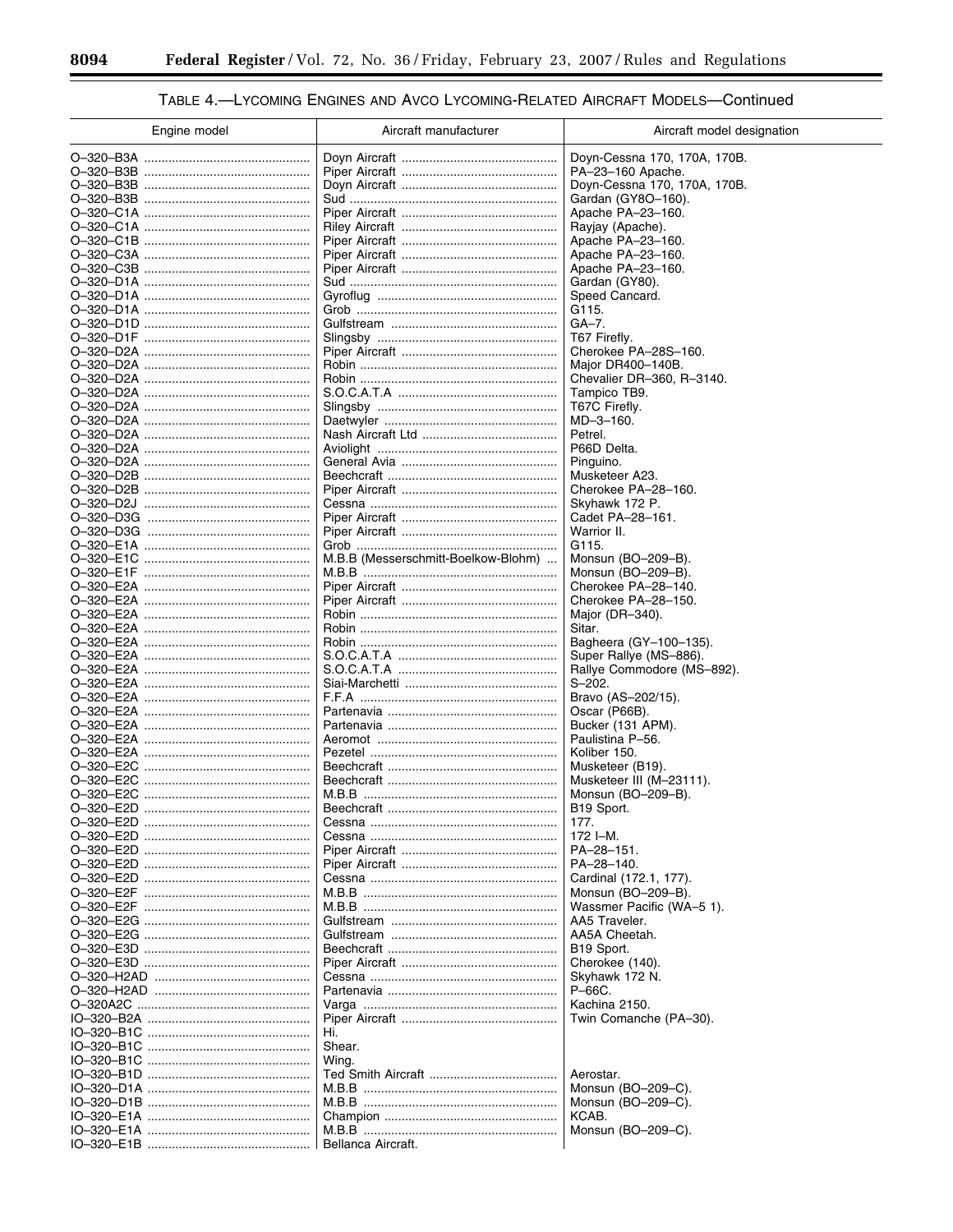TABLE 4.—LYCOMING ENGINES AND AVCO LYCOMING-RELATED AIRCRAFT MODELS—Continued

| Engine model | Aircraft manufacturer | Aircraft model designation |
|---|---|---|
| O–320–B3A | Doyn Aircraft | Doyn-Cessna 170, 170A, 170B. |
| O–320–B3B | Piper Aircraft | PA–23–160 Apache. |
| O–320–B3B | Doyn Aircraft | Doyn-Cessna 170, 170A, 170B. |
| O–320–B3B | Sud | Gardan (GY8O–160). |
| O–320–C1A | Piper Aircraft | Apache PA–23–160. |
| O–320–C1A | Riley Aircraft | Rayjay (Apache). |
| O–320–C1B | Piper Aircraft | Apache PA–23–160. |
| O–320–C3A | Piper Aircraft | Apache PA–23–160. |
| O–320–C3B | Piper Aircraft | Apache PA–23–160. |
| O–320–D1A | Sud | Gardan (GY80). |
| O–320–D1A | Gyroflug | Speed Cancard. |
| O–320–D1A | Grob | G115. |
| O–320–D1D | Gulfstream | GA–7. |
| O–320–D1F | Slingsby | T67 Firefly. |
| O–320–D2A | Piper Aircraft | Cherokee PA–28S–160. |
| O–320–D2A | Robin | Major DR400–140B. |
| O–320–D2A | Robin | Chevalier DR–360, R–3140. |
| O–320–D2A | S.O.C.A.T.A | Tampico TB9. |
| O–320–D2A | Slingsby | T67C Firefly. |
| O–320–D2A | Daetwyler | MD–3–160. |
| O–320–D2A | Nash Aircraft Ltd | Petrel. |
| O–320–D2A | Aviolight | P66D Delta. |
| O–320–D2A | General Avia | Pinguino. |
| O–320–D2B | Beechcraft | Musketeer A23. |
| O–320–D2B | Piper Aircraft | Cherokee PA–28–160. |
| O–320–D2J | Cessna | Skyhawk 172 P. |
| O–320–D3G | Piper Aircraft | Cadet PA–28–161. |
| O–320–D3G | Piper Aircraft | Warrior II. |
| O–320–E1A | Grob | G115. |
| O–320–E1C | M.B.B (Messerschmitt-Boelkow-Blohm) | Monsun (BO–209–B). |
| O–320–E1F | M.B.B | Monsun (BO–209–B). |
| O–320–E2A | Piper Aircraft | Cherokee PA–28–140. |
| O–320–E2A | Piper Aircraft | Cherokee PA–28–150. |
| O–320–E2A | Robin | Major (DR–340). |
| O–320–E2A | Robin | Sitar. |
| O–320–E2A | Robin | Bagheera (GY–100–135). |
| O–320–E2A | S.O.C.A.T.A | Super Rallye (MS–886). |
| O–320–E2A | S.O.C.A.T.A | Rallye Commodore (MS–892). |
| O–320–E2A | Siai-Marchetti | S–202. |
| O–320–E2A | F.F.A | Bravo (AS–202/15). |
| O–320–E2A | Partenavia | Oscar (P66B). |
| O–320–E2A | Partenavia | Bucker (131 APM). |
| O–320–E2A | Aeromot | Paulistina P–56. |
| O–320–E2A | Pezetel | Koliber 150. |
| O–320–E2C | Beechcraft | Musketeer (B19). |
| O–320–E2C | Beechcraft | Musketeer III (M–23111). |
| O–320–E2C | M.B.B | Monsun (BO–209–B). |
| O–320–E2D | Beechcraft | B19 Sport. |
| O–320–E2D | Cessna | 177. |
| O–320–E2D | Cessna | 172 I–M. |
| O–320–E2D | Piper Aircraft | PA–28–151. |
| O–320–E2D | Piper Aircraft | PA–28–140. |
| O–320–E2D | Cessna | Cardinal (172.1, 177). |
| O–320–E2F | M.B.B | Monsun (BO–209–B). |
| O–320–E2F | M.B.B | Wassmer Pacific (WA–5 1). |
| O–320–E2G | Gulfstream | AA5 Traveler. |
| O–320–E2G | Gulfstream | AA5A Cheetah. |
| O–320–E3D | Beechcraft | B19 Sport. |
| O–320–E3D | Piper Aircraft | Cherokee (140). |
| O–320–H2AD | Cessna | Skyhawk 172 N. |
| O–320–H2AD | Partenavia | P–66C. |
| O–320A2C | Varga | Kachina 2150. |
| IO–320–B2A | Piper Aircraft | Twin Comanche (PA–30). |
| IO–320–B1C | Hi. | |
| IO–320–B1C | Shear. | |
| IO–320–B1C | Wing. | |
| IO–320–B1D | Ted Smith Aircraft | Aerostar. |
| IO–320–D1A | M.B.B | Monsun (BO–209–C). |
| IO–320–D1B | M.B.B | Monsun (BO–209–C). |
| IO–320–E1A | Champion | KCAB. |
| IO–320–E1A | M.B.B | Monsun (BO–209–C). |
| IO–320–E1B | Bellanca Aircraft. | |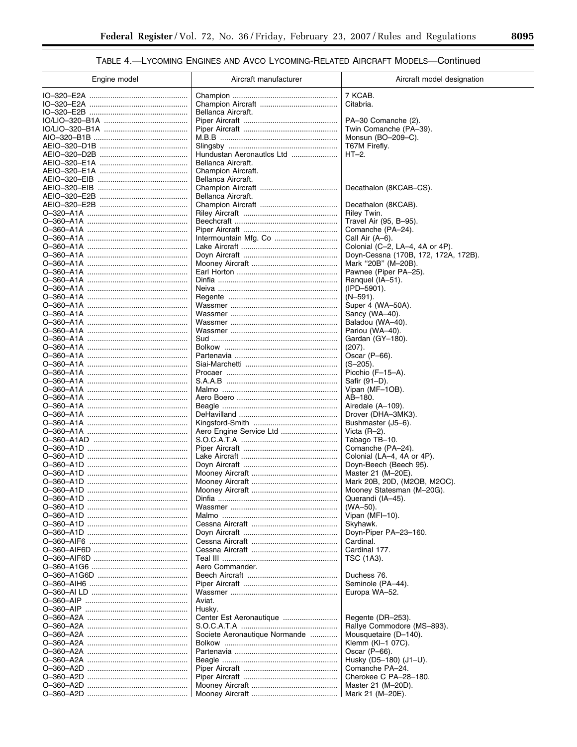TABLE 4.—LYCOMING ENGINES AND AVCO LYCOMING-RELATED AIRCRAFT MODELS—Continued

| Engine model | Aircraft manufacturer | Aircraft model designation |
|---|---|---|
| IO–320–E2A | Champion | 7 KCAB. |
| IO–320–E2A | Champion Aircraft | Citabria. |
| IO–320–E2B | Bellanca Aircraft. | |
| IO/LIO–320–B1A | Piper Aircraft | PA–30 Comanche (2). |
| IO/LIO–320–B1A | Piper Aircraft | Twin Comanche (PA–39). |
| AIO–320–B1B | M.B.B | Monsun (BO–209–C). |
| AEIO–320–D1B | Slingsby | T67M Firefly. |
| AEIO–320–D2B | Hundustan Aeronautlcs Ltd | HT–2. |
| AEIO–320–E1A | Bellanca Aircraft. | |
| AEIO–320–E1A | Champion Aircraft. | |
| AEIO–320–EIB | Bellanca Aircraft. | |
| AEIO–320–EIB | Champion Aircraft | Decathalon (8KCAB–CS). |
| AEIO–320–E2B | Bellanca Aircraft. | |
| AEIO–320–E2B | Champion Aircraft | Decathalon (8KCAB). |
| O–320–A1A | Riley Aircraft | Riley Twin. |
| O–360–A1A | Beechcraft | Travel Air (95, B–95). |
| O–360–A1A | Piper Aircraft | Comanche (PA–24). |
| O–360–A1A | Intermountain Mfg. Co | Call Air (A–6). |
| O–360–A1A | Lake Aircraft | Colonial (C–2, LA–4, 4A or 4P). |
| O–360–A1A | Doyn Aircraft | Doyn-Cessna (170B, 172, 172A, 172B). |
| O–360–A1A | Mooney Aircraft | Mark "20B" (M–20B). |
| O–360–A1A | Earl Horton | Pawnee (Piper PA–25). |
| O–360–A1A | Dinfia | Ranquel (IA–51). |
| O–360–A1A | Neiva | (IPD–5901). |
| O–360–A1A | Regente | (N–591). |
| O–360–A1A | Wassmer | Super 4 (WA–50A). |
| O–360–A1A | Wassmer | Sancy (WA–40). |
| O–360–A1A | Wassmer | Baladou (WA–40). |
| O–360–A1A | Wassmer | Pariou (WA–40). |
| O–360–A1A | Sud | Gardan (GY–180). |
| O–360–A1A | Bolkow | (207). |
| O–360–A1A | Partenavia | Oscar (P–66). |
| O–360–A1A | Siai-Marchetti | (S–205). |
| O–360–A1A | Procaer | Picchio (F–15–A). |
| O–360–A1A | S.A.A.B | Safir (91–D). |
| O–360–A1A | Malmo | Vipan (MF–1OB). |
| O–360–A1A | Aero Boero | AB–180. |
| O–360–A1A | Beagle | Airedale (A–109). |
| O–360–A1A | DeHavilland | Drover (DHA–3MK3). |
| O–360–A1A | Kingsford-Smith | Bushmaster (J5–6). |
| O–360–A1A | Aero Engine Service Ltd | Victa (R–2). |
| O–360–A1AD | S.O.C.A.T.A | Tabago TB–10. |
| O–360–A1D | Piper Aircraft | Comanche (PA–24). |
| O–360–A1D | Lake Aircraft | Colonial (LA–4, 4A or 4P). |
| O–360–A1D | Doyn Aircraft | Doyn-Beech (Beech 95). |
| O–360–A1D | Mooney Aircraft | Master 21 (M–20E). |
| O–360–A1D | Mooney Aircraft | Mark 20B, 20D, (M2OB, M2OC). |
| O–360–A1D | Mooney Aircraft | Mooney Statesman (M–20G). |
| O–360–A1D | Dinfia | Querandi (IA–45). |
| O–360–A1D | Wassmer | (WA–50). |
| O–360–A1D | Malmo | Vipan (MFI–10). |
| O–360–A1D | Cessna Aircraft | Skyhawk. |
| O–360–A1D | Doyn Aircraft | Doyn-Piper PA–23–160. |
| O–360–AIF6 | Cessna Aircraft | Cardinal. |
| O–360–AIF6D | Cessna Aircraft | Cardinal 177. |
| O–360–AIF6D | Teal III | TSC (1A3). |
| O–360–A1G6 | Aero Commander. | |
| O–360–A1G6D | Beech Aircraft | Duchess 76. |
| O–360–AIH6 | Piper Aircraft | Seminole (PA–44). |
| O–360–Al LD | Wassmer | Europa WA–52. |
| O–360–AIP | Aviat. | |
| O–360–AIP | Husky. | |
| O–360–A2A | Center Est Aeronautique | Regente (DR–253). |
| O–360–A2A | S.O.C.A.T.A | Rallye Commodore (MS–893). |
| O–360–A2A | Societe Aeronautique Normande | Mousquetaire (D–140). |
| O–360–A2A | Bolkow | Klemm (Kl–1 07C). |
| O–360–A2A | Partenavia | Oscar (P–66). |
| O–360–A2A | Beagle | Husky (D5–180) (J1–U). |
| O–360–A2D | Piper Aircraft | Comanche PA–24. |
| O–360–A2D | Piper Aircraft | Cherokee C PA–28–180. |
| O–360–A2D | Mooney Aircraft | Master 21 (M–20D). |
| O–360–A2D | Mooney Aircraft | Mark 21 (M–20E). |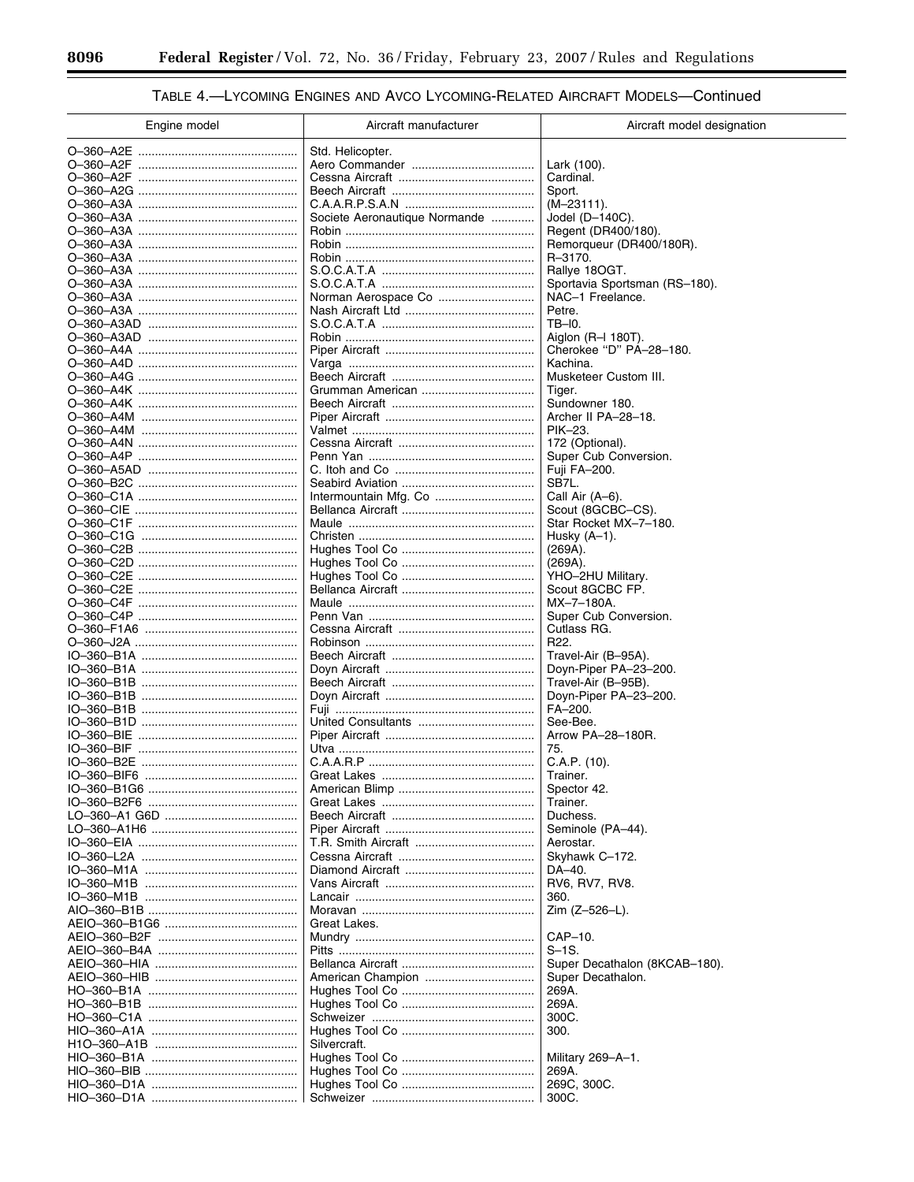## TABLE 4.—LYCOMING ENGINES AND AVCO LYCOMING-RELATED AIRCRAFT MODELS—Continued

| Engine model | Aircraft manufacturer | Aircraft model designation |
| --- | --- | --- |
| O–360–A2E | Std. Helicopter. | |
| O–360–A2F | Aero Commander | Lark (100). |
| O–360–A2F | Cessna Aircraft | Cardinal. |
| O–360–A2G | Beech Aircraft | Sport. |
| O–360–A3A | C.A.A.R.P.S.A.N | (M–23111). |
| O–360–A3A | Societe Aeronautique Normande | Jodel (D–140C). |
| O–360–A3A | Robin | Regent (DR400/180). |
| O–360–A3A | Robin | Remorqueur (DR400/180R). |
| O–360–A3A | Robin | R–3170. |
| O–360–A3A | S.O.C.A.T.A | Rallye 18OGT. |
| O–360–A3A | S.O.C.A.T.A | Sportavia Sportsman (RS–180). |
| O–360–A3A | Norman Aerospace Co | NAC–1 Freelance. |
| O–360–A3A | Nash Aircraft Ltd | Petre. |
| O–360–A3AD | S.O.C.A.T.A | TB–I0. |
| O–360–A3AD | Robin | Aiglon (R–I 180T). |
| O–360–A4A | Piper Aircraft | Cherokee "D" PA–28–180. |
| O–360–A4D | Varga | Kachina. |
| O–360–A4G | Beech Aircraft | Musketeer Custom III. |
| O–360–A4K | Grumman American | Tiger. |
| O–360–A4K | Beech Aircraft | Sundowner 180. |
| O–360–A4M | Piper Aircraft | Archer II PA–28–18. |
| O–360–A4M | Valmet | PIK–23. |
| O–360–A4N | Cessna Aircraft | 172 (Optional). |
| O–360–A4P | Penn Yan | Super Cub Conversion. |
| O–360–A5AD | C. Itoh and Co | Fuji FA–200. |
| O–360–B2C | Seabird Aviation | SB7L. |
| O–360–C1A | Intermountain Mfg. Co | Call Air (A–6). |
| O–360–CIE | Bellanca Aircraft | Scout (8GCBC–CS). |
| O–360–C1F | Maule | Star Rocket MX–7–180. |
| O–360–C1G | Christen | Husky (A–1). |
| O–360–C2B | Hughes Tool Co | (269A). |
| O–360–C2D | Hughes Tool Co | (269A). |
| O–360–C2E | Hughes Tool Co | YHO–2HU Military. |
| O–360–C2E | Bellanca Aircraft | Scout 8GCBC FP. |
| O–360–C4F | Maule | MX–7–180A. |
| O–360–C4P | Penn Van | Super Cub Conversion. |
| O–360–F1A6 | Cessna Aircraft | Cutlass RG. |
| O–360–J2A | Robinson | R22. |
| IO–360–B1A | Beech Aircraft | Travel-Air (B–95A). |
| IO–360–B1A | Doyn Aircraft | Doyn-Piper PA–23–200. |
| IO–360–B1B | Beech Aircraft | Travel-Air (B–95B). |
| IO–360–B1B | Doyn Aircraft | Doyn-Piper PA–23–200. |
| IO–360–B1B | Fuji | FA–200. |
| IO–360–B1D | United Consultants | See-Bee. |
| IO–360–BIE | Piper Aircraft | Arrow PA–28–180R. |
| IO–360–BIF | Utva | 75. |
| IO–360–B2E | C.A.A.R.P | C.A.P. (10). |
| IO–360–BIF6 | Great Lakes | Trainer. |
| IO–360–B1G6 | American Blimp | Spector 42. |
| IO–360–B2F6 | Great Lakes | Trainer. |
| LO–360–A1 G6D | Beech Aircraft | Duchess. |
| LO–360–A1H6 | Piper Aircraft | Seminole (PA–44). |
| IO–360–EIA | T.R. Smith Aircraft | Aerostar. |
| IO–360–L2A | Cessna Aircraft | Skyhawk C–172. |
| IO–360–M1A | Diamond Aircraft | DA–40. |
| IO–360–M1B | Vans Aircraft | RV6, RV7, RV8. |
| IO–360–M1B | Lancair | 360. |
| AIO–360–B1B | Moravan | Zim (Z–526–L). |
| AEIO–360–B1G6 | Great Lakes. | |
| AEIO–360–B2F | Mundry | CAP–10. |
| AEIO–360–B4A | Pitts | S–1S. |
| AEIO–360–HIA | Bellanca Aircraft | Super Decathalon (8KCAB–180). |
| AEIO–360–HIB | American Champion | Super Decathalon. |
| HO–360–B1A | Hughes Tool Co | 269A. |
| HO–360–B1B | Hughes Tool Co | 269A. |
| HO–360–C1A | Schweizer | 300C. |
| HIO–360–A1A | Hughes Tool Co | 300. |
| H1O–360–A1B | Silvercraft. | |
| HIO–360–B1A | Hughes Tool Co | Military 269–A–1. |
| HIO–360–BIB | Hughes Tool Co | 269A. |
| HIO–360–D1A | Hughes Tool Co | 269C, 300C. |
| HIO–360–D1A | Schweizer | 300C. |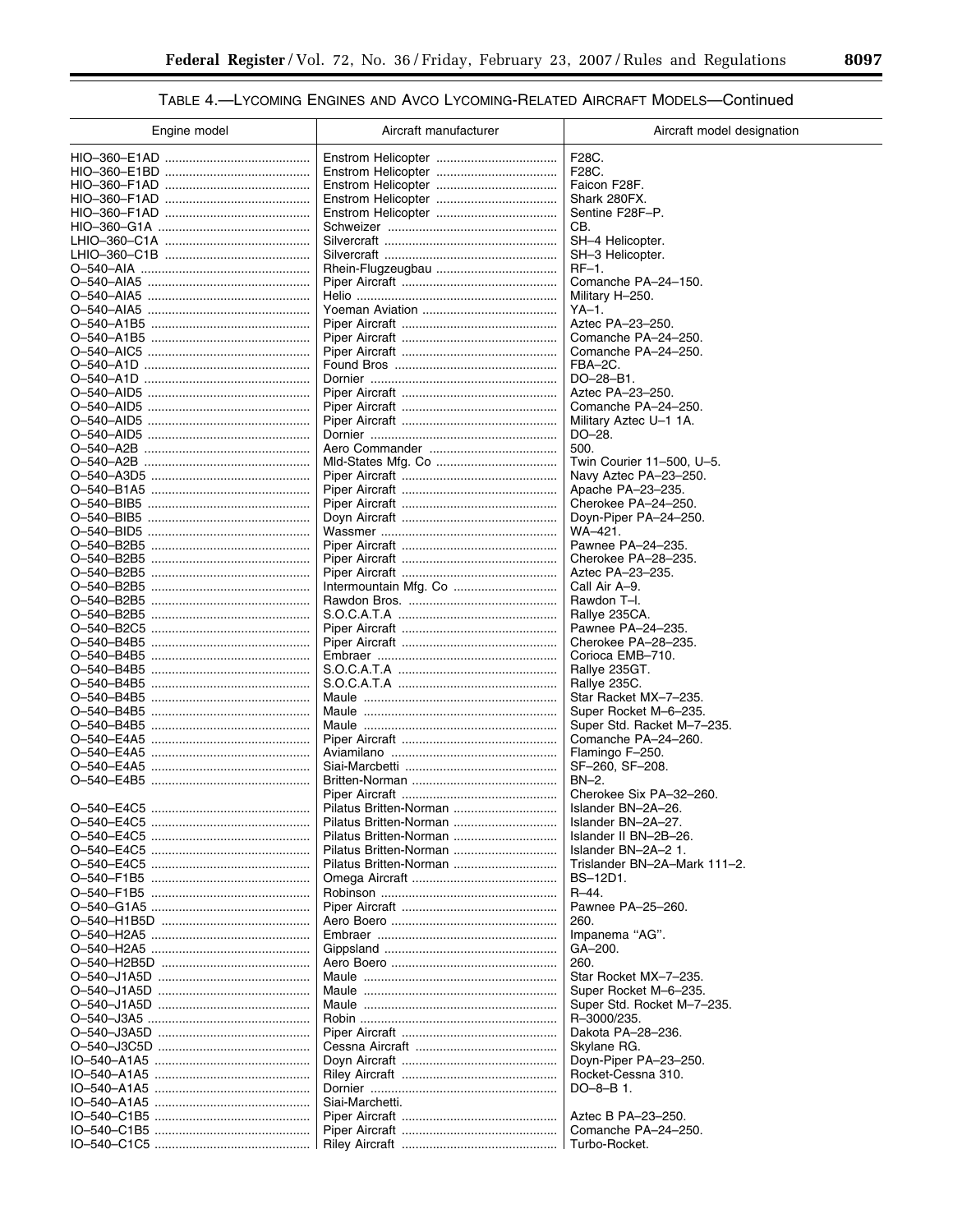TABLE 4.—LYCOMING ENGINES AND AVCO LYCOMING-RELATED AIRCRAFT MODELS—Continued

| Engine model | Aircraft manufacturer | Aircraft model designation |
| --- | --- | --- |
| HIO–360–E1AD | Enstrom Helicopter | F28C. |
| HIO–360–E1BD | Enstrom Helicopter | F28C. |
| HIO–360–F1AD | Enstrom Helicopter | Faicon F28F. |
| HIO–360–F1AD | Enstrom Helicopter | Shark 280FX. |
| HIO–360–F1AD | Enstrom Helicopter | Sentine F28F–P. |
| HIO–360–G1A | Schweizer | CB. |
| LHIO–360–C1A | Silvercraft | SH–4 Helicopter. |
| LHIO–360–C1B | Silvercraft | SH–3 Helicopter. |
| O–540–AIA | Rhein-Flugzeugbau | RF–1. |
| O–540–AIA5 | Piper Aircraft | Comanche PA–24–150. |
| O–540–AIA5 | Helio | Military H–250. |
| O–540–AIA5 | Yoeman Aviation | YA–1. |
| O–540–A1B5 | Piper Aircraft | Aztec PA–23–250. |
| O–540–A1B5 | Piper Aircraft | Comanche PA–24–250. |
| O–540–AIC5 | Piper Aircraft | Comanche PA–24–250. |
| O–540–A1D | Found Bros | FBA–2C. |
| O–540–A1D | Dornier | DO–28–B1. |
| O–540–AID5 | Piper Aircraft | Aztec PA–23–250. |
| O–540–AID5 | Piper Aircraft | Comanche PA–24–250. |
| O–540–AID5 | Piper Aircraft | Military Aztec U–1 1A. |
| O–540–AID5 | Dornier | DO–28. |
| O–540–A2B | Aero Commander | 500. |
| O–540–A2B | Mld-States Mfg. Co | Twin Courier 11–500, U–5. |
| O–540–A3D5 | Piper Aircraft | Navy Aztec PA–23–250. |
| O–540–B1A5 | Piper Aircraft | Apache PA–23–235. |
| O–540–BIB5 | Piper Aircraft | Cherokee PA–24–250. |
| O–540–BIB5 | Doyn Aircraft | Doyn-Piper PA–24–250. |
| O–540–BID5 | Wassmer | WA–421. |
| O–540–B2B5 | Piper Aircraft | Pawnee PA–24–235. |
| O–540–B2B5 | Piper Aircraft | Cherokee PA–28–235. |
| O–540–B2B5 | Piper Aircraft | Aztec PA–23–235. |
| O–540–B2B5 | Intermountain Mfg. Co | Call Air A–9. |
| O–540–B2B5 | Rawdon Bros. | Rawdon T–l. |
| O–540–B2B5 | S.O.C.A.T.A | Rallye 235CA. |
| O–540–B2C5 | Piper Aircraft | Pawnee PA–24–235. |
| O–540–B4B5 | Piper Aircraft | Cherokee PA–28–235. |
| O–540–B4B5 | Embraer | Corioca EMB–710. |
| O–540–B4B5 | S.O.C.A.T.A | Rallye 235GT. |
| O–540–B4B5 | S.O.C.A.T.A | Rallye 235C. |
| O–540–B4B5 | Maule | Star Racket MX–7–235. |
| O–540–B4B5 | Maule | Super Rocket M–6–235. |
| O–540–B4B5 | Maule | Super Std. Racket M–7–235. |
| O–540–E4A5 | Piper Aircraft | Comanche PA–24–260. |
| O–540–E4A5 | Aviamilano | Flamingo F–250. |
| O–540–E4A5 | Siai-Marcbetti | SF–260, SF–208. |
| O–540–E4B5 | Britten-Norman | BN–2. |
| | Piper Aircraft | Cherokee Six PA–32–260. |
| O–540–E4C5 | Pilatus Britten-Norman | Islander BN–2A–26. |
| O–540–E4C5 | Pilatus Britten-Norman | Islander BN–2A–27. |
| O–540–E4C5 | Pilatus Britten-Norman | Islander II BN–2B–26. |
| O–540–E4C5 | Pilatus Britten-Norman | Islander BN–2A–2 1. |
| O–540–E4C5 | Pilatus Britten-Norman | Trislander BN–2A–Mark 111–2. |
| O–540–F1B5 | Omega Aircraft | BS–12D1. |
| O–540–F1B5 | Robinson | R–44. |
| O–540–G1A5 | Piper Aircraft | Pawnee PA–25–260. |
| O–540–H1B5D | Aero Boero | 260. |
| O–540–H2A5 | Embraer | Impanema "AG". |
| O–540–H2A5 | Gippsland | GA–200. |
| O–540–H2B5D | Aero Boero | 260. |
| O–540–J1A5D | Maule | Star Rocket MX–7–235. |
| O–540–J1A5D | Maule | Super Rocket M–6–235. |
| O–540–J1A5D | Maule | Super Std. Rocket M–7–235. |
| O–540–J3A5 | Robin | R–3000/235. |
| O–540–J3A5D | Piper Aircraft | Dakota PA–28–236. |
| O–540–J3C5D | Cessna Aircraft | Skylane RG. |
| IO–540–A1A5 | Doyn Aircraft | Doyn-Piper PA–23–250. |
| IO–540–A1A5 | Riley Aircraft | Rocket-Cessna 310. |
| IO–540–A1A5 | Dornier | DO–8–B 1. |
| IO–540–A1A5 | Siai-Marchetti. | |
| IO–540–C1B5 | Piper Aircraft | Aztec B PA–23–250. |
| IO–540–C1B5 | Piper Aircraft | Comanche PA–24–250. |
| IO–540–C1C5 | Riley Aircraft | Turbo-Rocket. |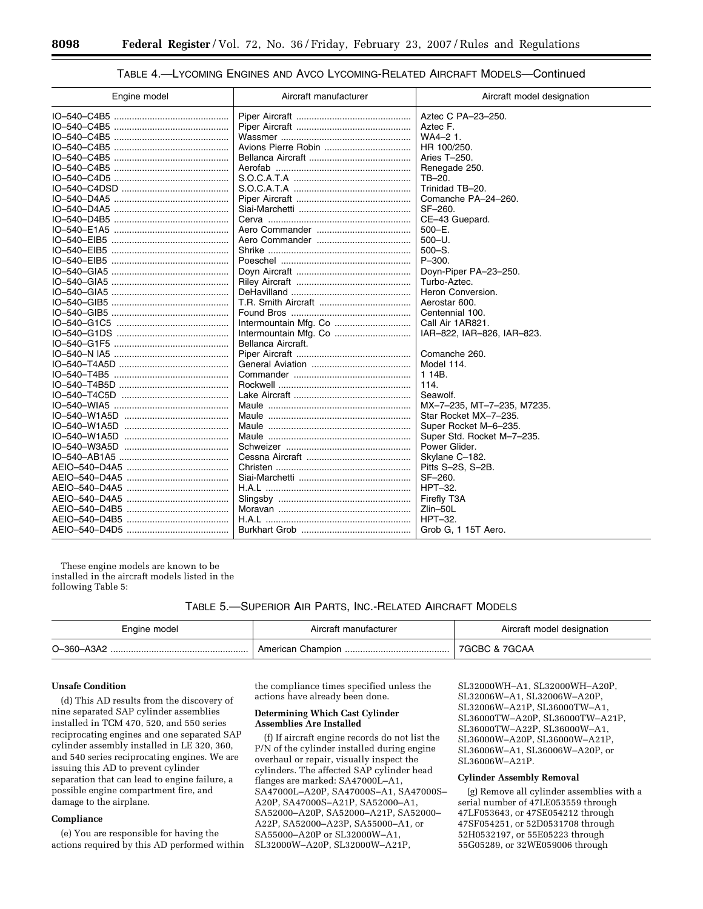TABLE 4.—LYCOMING ENGINES AND AVCO LYCOMING-RELATED AIRCRAFT MODELS—Continued

| Engine model | Aircraft manufacturer | Aircraft model designation |
| --- | --- | --- |
| IO–540–C4B5 | Piper Aircraft | Aztec C PA–23–250. |
| IO–540–C4B5 | Piper Aircraft | Aztec F. |
| IO–540–C4B5 | Wassmer | WA4–2 1. |
| IO–540–C4B5 | Avions Pierre Robin | HR 100/250. |
| IO–540–C4B5 | Bellanca Aircraft | Aries T–250. |
| IO–540–C4B5 | Aerofab | Renegade 250. |
| IO–540–C4D5 | S.O.C.A.T.A | TB–20. |
| IO–540–C4DSD | S.O.C.A.T.A | Trinidad TB–20. |
| IO–540–D4A5 | Piper Aircraft | Comanche PA–24–260. |
| IO–540–D4A5 | Siai-Marchetti | SF–260. |
| IO–540–D4B5 | Cerva | CE–43 Guepard. |
| IO–540–E1A5 | Aero Commander | 500–E. |
| IO–540–EIB5 | Aero Commander | 500–U. |
| IO–540–EIB5 | Shrike | 500–S. |
| IO–540–EIB5 | Poeschel | P–300. |
| IO–540–GIA5 | Doyn Aircraft | Doyn-Piper PA–23–250. |
| IO–540–GIA5 | Riley Aircraft | Turbo-Aztec. |
| IO–540–GIA5 | DeHavilland | Heron Conversion. |
| IO–540–GIB5 | T.R. Smith Aircraft | Aerostar 600. |
| IO–540–GIB5 | Found Bros | Centennial 100. |
| IO–540–G1C5 | Intermountain Mfg. Co | Call Air 1AR821. |
| IO–540–G1DS | Intermountain Mfg. Co | IAR–822, IAR–826, IAR–823. |
| IO–540–G1F5 | Bellanca Aircraft. | |
| IO–540–N IA5 | Piper Aircraft | Comanche 260. |
| IO–540–T4A5D | General Aviation | Model 114. |
| IO–540–T4B5 | Commander | 1 14B. |
| IO–540–T4B5D | Rockwell | 114. |
| IO–540–T4C5D | Lake Aircraft | Seawolf. |
| IO–540–WIA5 | Maule | MX–7–235, MT–7–235, M7235. |
| IO–540–W1A5D | Maule | Star Rocket MX–7–235. |
| IO–540–W1A5D | Maule | Super Rocket M–6–235. |
| IO–540–W1A5D | Maule | Super Std. Rocket M–7–235. |
| IO–540–W3A5D | Schweizer | Power Glider. |
| IO–540–AB1A5 | Cessna Aircraft | Skylane C–182. |
| AEIO–540–D4A5 | Christen | Pitts S–2S, S–2B. |
| AEIO–540–D4A5 | Siai-Marchetti | SF–260. |
| AEIO–540–D4A5 | H.A.L | HPT–32. |
| AEIO–540–D4A5 | Slingsby | Firefly T3A |
| AEIO–540–D4B5 | Moravan | Zlin–50L |
| AEIO–540–D4B5 | H.A.L | HPT–32. |
| AEIO–540–D4D5 | Burkhart Grob | Grob G, 1 15T Aero. |

These engine models are known to be installed in the aircraft models listed in the following Table 5:

TABLE 5.—SUPERIOR AIR PARTS, INC.-RELATED AIRCRAFT MODELS

| Engine model | Aircraft manufacturer | Aircraft model designation |
| --- | --- | --- |
| O–360–A3A2 | American Champion | 7GCBC & 7GCAA |

**Unsafe Condition**

(d) This AD results from the discovery of nine separated SAP cylinder assemblies installed in TCM 470, 520, and 550 series reciprocating engines and one separated SAP cylinder assembly installed in LE 320, 360, and 540 series reciprocating engines. We are issuing this AD to prevent cylinder separation that can lead to engine failure, a possible engine compartment fire, and damage to the airplane.

**Compliance**

(e) You are responsible for having the actions required by this AD performed within the compliance times specified unless the actions have already been done.

**Determining Which Cast Cylinder Assemblies Are Installed**

(f) If aircraft engine records do not list the P/N of the cylinder installed during engine overhaul or repair, visually inspect the cylinders. The affected SAP cylinder head flanges are marked: SA47000L–A1, SA47000L–A20P, SA47000S–A1, SA47000S–A20P, SA47000S–A21P, SA52000–A1, SA52000–A20P, SA52000–A21P, SA52000–A22P, SA52000–A23P, SA55000–A1, or SA55000–A20P or SL32000W–A1, SL32000W–A20P, SL32000W–A21P, SL32000WH–A1, SL32000WH–A20P, SL32006W–A1, SL32006W–A20P, SL32006W–A21P, SL36000TW–A1, SL36000TW–A20P, SL36000TW–A21P, SL36000TW–A22P, SL36000W–A1, SL36000W–A20P, SL36000W–A21P, SL36006W–A1, SL36006W–A20P, or SL36006W–A21P.

**Cylinder Assembly Removal**

(g) Remove all cylinder assemblies with a serial number of 47LE053559 through 47LF053643, or 47SE054212 through 47SF054251, or 52D0531708 through 52H0532197, or 55E05223 through 55G05289, or 32WE059006 through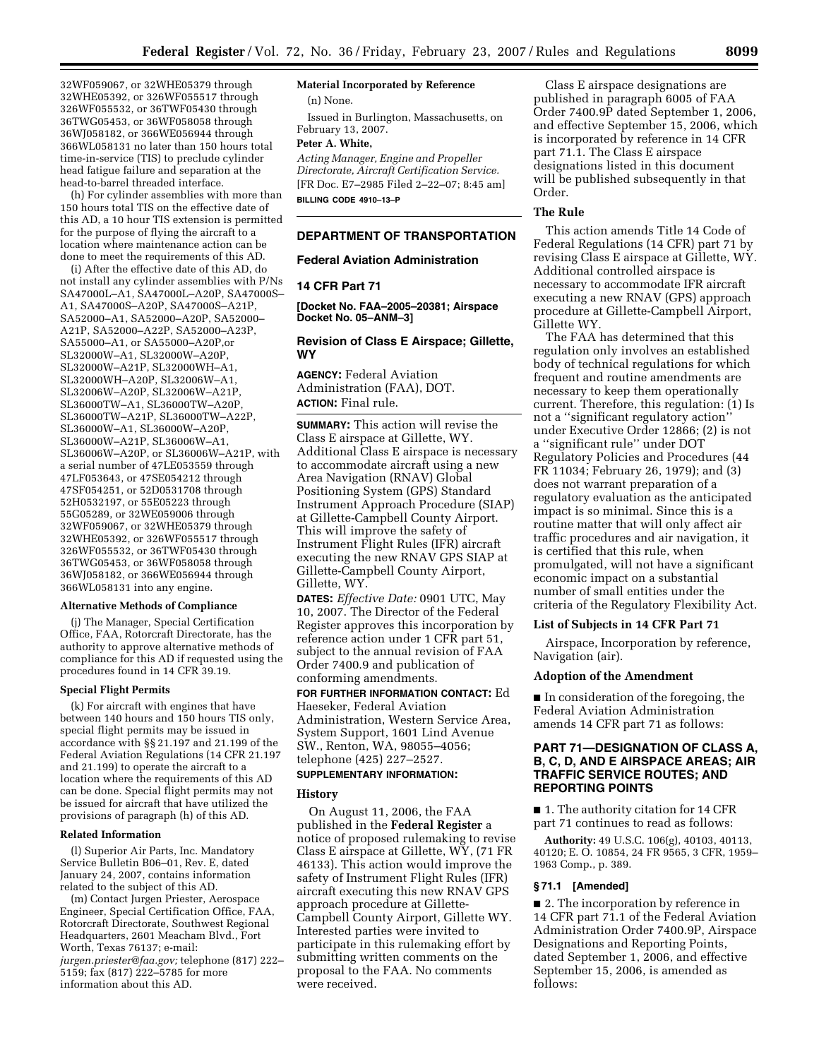32WF059067, or 32WHE05379 through 32WHE05392, or 326WF055517 through 326WF055532, or 36TWF05430 through 36TWG05453, or 36WF058058 through 36WJ058182, or 366WE056944 through 366WL058131 no later than 150 hours total time-in-service (TIS) to preclude cylinder head fatigue failure and separation at the head-to-barrel threaded interface.

(h) For cylinder assemblies with more than 150 hours total TIS on the effective date of this AD, a 10 hour TIS extension is permitted for the purpose of flying the aircraft to a location where maintenance action can be done to meet the requirements of this AD.

(i) After the effective date of this AD, do not install any cylinder assemblies with P/Ns SA47000L–A1, SA47000L–A20P, SA47000S–A1, SA47000S–A20P, SA47000S–A21P, SA52000–A1, SA52000–A20P, SA52000–A21P, SA52000–A22P, SA52000–A23P, SA55000–A1, or SA55000–A20P,or SL32000W–A1, SL32000W–A20P, SL32000W–A21P, SL32000WH–A1, SL32000WH–A20P, SL32006W–A1, SL32006W–A20P, SL32006W–A21P, SL36000TW–A1, SL36000TW–A20P, SL36000TW–A21P, SL36000TW–A22P, SL36000W–A1, SL36000W–A20P, SL36000W–A21P, SL36006W–A1, SL36006W–A20P, or SL36006W–A21P, with a serial number of 47LE053559 through 47LF053643, or 47SE054212 through 47SF054251, or 52D0531708 through 52H0532197, or 55E05223 through 55G05289, or 32WE059006 through 32WF059067, or 32WHE05379 through 32WHE05392, or 326WF055517 through 326WF055532, or 36TWF05430 through 36TWG05453, or 36WF058058 through 36WJ058182, or 366WE056944 through 366WL058131 into any engine.

**Alternative Methods of Compliance**

(j) The Manager, Special Certification Office, FAA, Rotorcraft Directorate, has the authority to approve alternative methods of compliance for this AD if requested using the procedures found in 14 CFR 39.19.

**Special Flight Permits**

(k) For aircraft with engines that have between 140 hours and 150 hours TIS only, special flight permits may be issued in accordance with §§ 21.197 and 21.199 of the Federal Aviation Regulations (14 CFR 21.197 and 21.199) to operate the aircraft to a location where the requirements of this AD can be done. Special flight permits may not be issued for aircraft that have utilized the provisions of paragraph (h) of this AD.

**Related Information**

(l) Superior Air Parts, Inc. Mandatory Service Bulletin B06–01, Rev. E, dated January 24, 2007, contains information related to the subject of this AD.

(m) Contact Jurgen Priester, Aerospace Engineer, Special Certification Office, FAA, Rotorcraft Directorate, Southwest Regional Headquarters, 2601 Meacham Blvd., Fort Worth, Texas 76137; e-mail: *jurgen.priester@faa.gov;* telephone (817) 222–5159; fax (817) 222–5785 for more information about this AD.

**Material Incorporated by Reference**

(n) None.

Issued in Burlington, Massachusetts, on February 13, 2007.

**Peter A. White,**

*Acting Manager, Engine and Propeller Directorate, Aircraft Certification Service.*

[FR Doc. E7–2985 Filed 2–22–07; 8:45 am]

**BILLING CODE 4910–13–P**

---

## DEPARTMENT OF TRANSPORTATION

## Federal Aviation Administration

## 14 CFR Part 71

**[Docket No. FAA–2005–20381; Airspace Docket No. 05–ANM–3]**

## Revision of Class E Airspace; Gillette, WY

**AGENCY:** Federal Aviation Administration (FAA), DOT.

**ACTION:** Final rule.

**SUMMARY:** This action will revise the Class E airspace at Gillette, WY. Additional Class E airspace is necessary to accommodate aircraft using a new Area Navigation (RNAV) Global Positioning System (GPS) Standard Instrument Approach Procedure (SIAP) at Gillette-Campbell County Airport. This will improve the safety of Instrument Flight Rules (IFR) aircraft executing the new RNAV GPS SIAP at Gillette-Campbell County Airport, Gillette, WY.

**DATES:** *Effective Date:* 0901 UTC, May 10, 2007. The Director of the Federal Register approves this incorporation by reference action under 1 CFR part 51, subject to the annual revision of FAA Order 7400.9 and publication of conforming amendments.

**FOR FURTHER INFORMATION CONTACT:** Ed Haeseker, Federal Aviation Administration, Western Service Area, System Support, 1601 Lind Avenue SW., Renton, WA, 98055–4056; telephone (425) 227–2527.

**SUPPLEMENTARY INFORMATION:**

**History**

On August 11, 2006, the FAA published in the **Federal Register** a notice of proposed rulemaking to revise Class E airspace at Gillette, WY, (71 FR 46133). This action would improve the safety of Instrument Flight Rules (IFR) aircraft executing this new RNAV GPS approach procedure at Gillette-Campbell County Airport, Gillette WY. Interested parties were invited to participate in this rulemaking effort by submitting written comments on the proposal to the FAA. No comments were received.

Class E airspace designations are published in paragraph 6005 of FAA Order 7400.9P dated September 1, 2006, and effective September 15, 2006, which is incorporated by reference in 14 CFR part 71.1. The Class E airspace designations listed in this document will be published subsequently in that Order.

**The Rule**

This action amends Title 14 Code of Federal Regulations (14 CFR) part 71 by revising Class E airspace at Gillette, WY. Additional controlled airspace is necessary to accommodate IFR aircraft executing a new RNAV (GPS) approach procedure at Gillette-Campbell Airport, Gillette WY.

The FAA has determined that this regulation only involves an established body of technical regulations for which frequent and routine amendments are necessary to keep them operationally current. Therefore, this regulation: (1) Is not a ''significant regulatory action'' under Executive Order 12866; (2) is not a ''significant rule'' under DOT Regulatory Policies and Procedures (44 FR 11034; February 26, 1979); and (3) does not warrant preparation of a regulatory evaluation as the anticipated impact is so minimal. Since this is a routine matter that will only affect air traffic procedures and air navigation, it is certified that this rule, when promulgated, will not have a significant economic impact on a substantial number of small entities under the criteria of the Regulatory Flexibility Act.

**List of Subjects in 14 CFR Part 71**

Airspace, Incorporation by reference, Navigation (air).

**Adoption of the Amendment**

■ In consideration of the foregoing, the Federal Aviation Administration amends 14 CFR part 71 as follows:

## PART 71—DESIGNATION OF CLASS A, B, C, D, AND E AIRSPACE AREAS; AIR TRAFFIC SERVICE ROUTES; AND REPORTING POINTS

■ 1. The authority citation for 14 CFR part 71 continues to read as follows:

**Authority:** 49 U.S.C. 106(g), 40103, 40113, 40120; E. O. 10854, 24 FR 9565, 3 CFR, 1959–1963 Comp., p. 389.

**§ 71.1 [Amended]**

■ 2. The incorporation by reference in 14 CFR part 71.1 of the Federal Aviation Administration Order 7400.9P, Airspace Designations and Reporting Points, dated September 1, 2006, and effective September 15, 2006, is amended as follows: